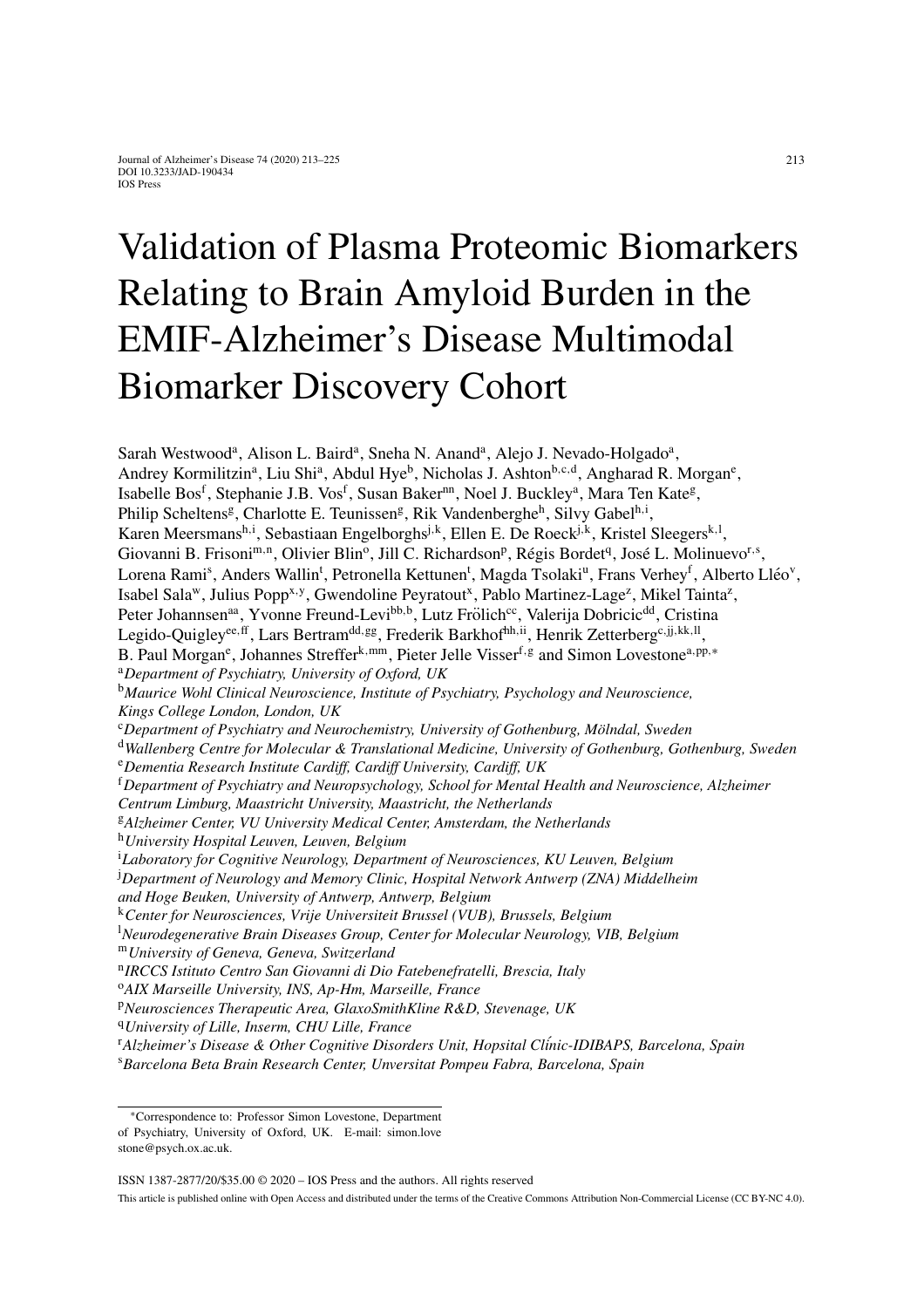# Validation of Plasma Proteomic Biomarkers Relating to Brain Amyloid Burden in the EMIF-Alzheimer's Disease Multimodal Biomarker Discovery Cohort

Sarah Westwood[a], Alison L. Baird[a], Sneha N. Anand[a], Alejo J. Nevado-Holgado[a], Andrey Kormilitzin[a], Liu Shi[a], Abdul Hye[b], Nicholas J. Ashton[b,c,d], Angharad R. Morgan[e], Isabelle Bos[f], Stephanie J.B. Vos[f], Susan Baker[nn], Noel J. Buckley[a], Mara Ten Kate[g], Philip Scheltens[g], Charlotte E. Teunissen[g], Rik Vandenberghe[h], Silvy Gabel[h,i], Karen Meersmans[h,i], Sebastiaan Engelborghs[j,k], Ellen E. De Roeck[j,k], Kristel Sleegers[k,l], Giovanni B. Frisoni[m,n], Olivier Blin[o], Jill C. Richardson[p], Régis Bordet[q], José L. Molinuevo[r,s], Lorena Rami[s], Anders Wallin[t], Petronella Kettunen[t], Magda Tsolaki[u], Frans Verhey[f], Alberto Lléo[v], Isabel Sala[w], Julius Popp[x,y], Gwendoline Peyratout[x], Pablo Martinez-Lage[z], Mikel Tainta[z], Peter Johannsen[aa], Yvonne Freund-Levi[bb,b], Lutz Frölich[cc], Valerija Dobricic[dd], Cristina Legido-Quigley[ee,ff], Lars Bertram[dd,gg], Frederik Barkhof[hh,ii], Henrik Zetterberg[c,jj,kk,ll], B. Paul Morgan[e], Johannes Streffer[k,mm], Pieter Jelle Visser[f,g] and Simon Lovestone[a,pp,*]

[a]*Department of Psychiatry, University of Oxford, UK*
[b]*Maurice Wohl Clinical Neuroscience, Institute of Psychiatry, Psychology and Neuroscience, Kings College London, London, UK*
[c]*Department of Psychiatry and Neurochemistry, University of Gothenburg, Mölndal, Sweden*
[d]*Wallenberg Centre for Molecular & Translational Medicine, University of Gothenburg, Gothenburg, Sweden*
[e]*Dementia Research Institute Cardiff, Cardiff University, Cardiff, UK*
[f]*Department of Psychiatry and Neuropsychology, School for Mental Health and Neuroscience, Alzheimer Centrum Limburg, Maastricht University, Maastricht, the Netherlands*
[g]*Alzheimer Center, VU University Medical Center, Amsterdam, the Netherlands*
[h]*University Hospital Leuven, Leuven, Belgium*
[i]*Laboratory for Cognitive Neurology, Department of Neurosciences, KU Leuven, Belgium*
[j]*Department of Neurology and Memory Clinic, Hospital Network Antwerp (ZNA) Middelheim and Hoge Beuken, University of Antwerp, Antwerp, Belgium*
[k]*Center for Neurosciences, Vrije Universiteit Brussel (VUB), Brussels, Belgium*
[l]*Neurodegenerative Brain Diseases Group, Center for Molecular Neurology, VIB, Belgium*
[m]*University of Geneva, Geneva, Switzerland*
[n]*IRCCS Istituto Centro San Giovanni di Dio Fatebenefratelli, Brescia, Italy*
[o]*AIX Marseille University, INS, Ap-Hm, Marseille, France*
[p]*Neurosciences Therapeutic Area, GlaxoSmithKline R&D, Stevenage, UK*
[q]*University of Lille, Inserm, CHU Lille, France*
[r]*Alzheimer's Disease & Other Cognitive Disorders Unit, Hopsital Clínic-IDIBAPS, Barcelona, Spain*
[s]*Barcelona Beta Brain Research Center, Unversitat Pompeu Fabra, Barcelona, Spain*

*Correspondence to: Professor Simon Lovestone, Department of Psychiatry, University of Oxford, UK. E-mail: simon.lovestone@psych.ox.ac.uk.

ISSN 1387-2877/20/$35.00 © 2020 – IOS Press and the authors. All rights reserved

This article is published online with Open Access and distributed under the terms of the Creative Commons Attribution Non-Commercial License (CC BY-NC 4.0).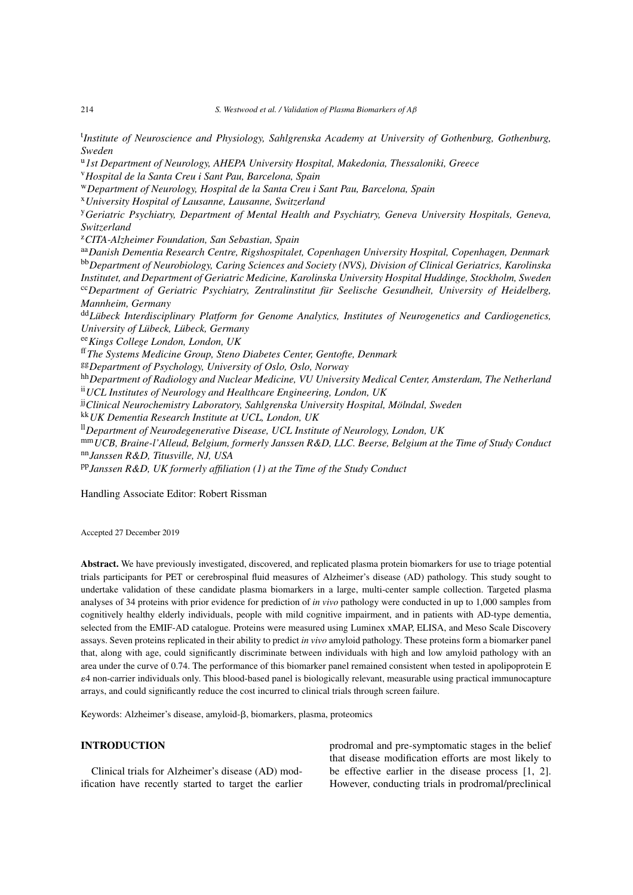[t]*Institute of Neuroscience and Physiology, Sahlgrenska Academy at University of Gothenburg, Gothenburg, Sweden*

[u]*1st Department of Neurology, AHEPA University Hospital, Makedonia, Thessaloniki, Greece*

[v]*Hospital de la Santa Creu i Sant Pau, Barcelona, Spain*

[w]*Department of Neurology, Hospital de la Santa Creu i Sant Pau, Barcelona, Spain*

[x]*University Hospital of Lausanne, Lausanne, Switzerland*

[y]*Geriatric Psychiatry, Department of Mental Health and Psychiatry, Geneva University Hospitals, Geneva, Switzerland*

[z]*CITA-Alzheimer Foundation, San Sebastian, Spain*

[aa]*Danish Dementia Research Centre, Rigshospitalet, Copenhagen University Hospital, Copenhagen, Denmark*

[bb]*Department of Neurobiology, Caring Sciences and Society (NVS), Division of Clinical Geriatrics, Karolinska Institutet, and Department of Geriatric Medicine, Karolinska University Hospital Huddinge, Stockholm, Sweden*

[cc]*Department of Geriatric Psychiatry, Zentralinstitut für Seelische Gesundheit, University of Heidelberg, Mannheim, Germany*

[dd]*Lübeck Interdisciplinary Platform for Genome Analytics, Institutes of Neurogenetics and Cardiogenetics, University of Lübeck, Lübeck, Germany*

[ee]*Kings College London, London, UK*

[ff]*The Systems Medicine Group, Steno Diabetes Center, Gentofte, Denmark*

[gg]*Department of Psychology, University of Oslo, Oslo, Norway*

[hh]*Department of Radiology and Nuclear Medicine, VU University Medical Center, Amsterdam, The Netherland*

[ii]*UCL Institutes of Neurology and Healthcare Engineering, London, UK*

[jj]*Clinical Neurochemistry Laboratory, Sahlgrenska University Hospital, Mölndal, Sweden*

[kk]*UK Dementia Research Institute at UCL, London, UK*

[ll]*Department of Neurodegenerative Disease, UCL Institute of Neurology, London, UK*

[mm]*UCB, Braine-l'Alleud, Belgium, formerly Janssen R&D, LLC. Beerse, Belgium at the Time of Study Conduct*

[nn]*Janssen R&D, Titusville, NJ, USA*

[pp]*Janssen R&D, UK formerly affiliation (1) at the Time of the Study Conduct*

Handling Associate Editor: Robert Rissman

Accepted 27 December 2019

**Abstract.** We have previously investigated, discovered, and replicated plasma protein biomarkers for use to triage potential trials participants for PET or cerebrospinal fluid measures of Alzheimer's disease (AD) pathology. This study sought to undertake validation of these candidate plasma biomarkers in a large, multi-center sample collection. Targeted plasma analyses of 34 proteins with prior evidence for prediction of *in vivo* pathology were conducted in up to 1,000 samples from cognitively healthy elderly individuals, people with mild cognitive impairment, and in patients with AD-type dementia, selected from the EMIF-AD catalogue. Proteins were measured using Luminex xMAP, ELISA, and Meso Scale Discovery assays. Seven proteins replicated in their ability to predict *in vivo* amyloid pathology. These proteins form a biomarker panel that, along with age, could significantly discriminate between individuals with high and low amyloid pathology with an area under the curve of 0.74. The performance of this biomarker panel remained consistent when tested in apolipoprotein E $\varepsilon$4 non-carrier individuals only. This blood-based panel is biologically relevant, measurable using practical immunocapture arrays, and could significantly reduce the cost incurred to clinical trials through screen failure.

Keywords: Alzheimer's disease, amyloid-β, biomarkers, plasma, proteomics

## INTRODUCTION

Clinical trials for Alzheimer's disease (AD) modification have recently started to target the earlier prodromal and pre-symptomatic stages in the belief that disease modification efforts are most likely to be effective earlier in the disease process [1, 2]. However, conducting trials in prodromal/preclinical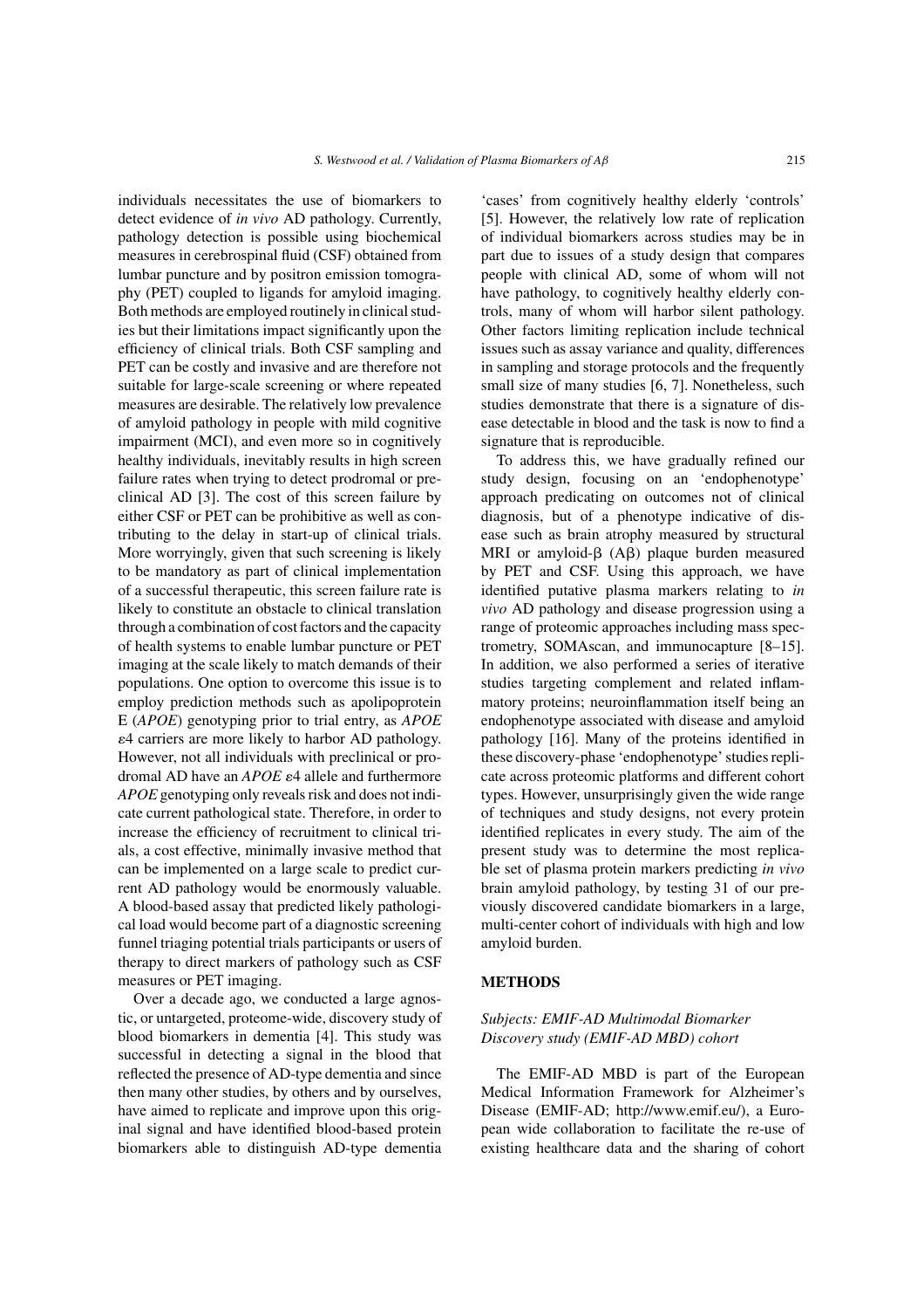individuals necessitates the use of biomarkers to detect evidence of *in vivo* AD pathology. Currently, pathology detection is possible using biochemical measures in cerebrospinal fluid (CSF) obtained from lumbar puncture and by positron emission tomography (PET) coupled to ligands for amyloid imaging. Both methods are employed routinely in clinical studies but their limitations impact significantly upon the efficiency of clinical trials. Both CSF sampling and PET can be costly and invasive and are therefore not suitable for large-scale screening or where repeated measures are desirable. The relatively low prevalence of amyloid pathology in people with mild cognitive impairment (MCI), and even more so in cognitively healthy individuals, inevitably results in high screen failure rates when trying to detect prodromal or preclinical AD [3]. The cost of this screen failure by either CSF or PET can be prohibitive as well as contributing to the delay in start-up of clinical trials. More worryingly, given that such screening is likely to be mandatory as part of clinical implementation of a successful therapeutic, this screen failure rate is likely to constitute an obstacle to clinical translation through a combination of cost factors and the capacity of health systems to enable lumbar puncture or PET imaging at the scale likely to match demands of their populations. One option to overcome this issue is to employ prediction methods such as apolipoprotein E (*APOE*) genotyping prior to trial entry, as *APOE* $\varepsilon$4 carriers are more likely to harbor AD pathology. However, not all individuals with preclinical or prodromal AD have an *APOE* $\varepsilon$4 allele and furthermore *APOE* genotyping only reveals risk and does not indicate current pathological state. Therefore, in order to increase the efficiency of recruitment to clinical trials, a cost effective, minimally invasive method that can be implemented on a large scale to predict current AD pathology would be enormously valuable. A blood-based assay that predicted likely pathological load would become part of a diagnostic screening funnel triaging potential trials participants or users of therapy to direct markers of pathology such as CSF measures or PET imaging.

Over a decade ago, we conducted a large agnostic, or untargeted, proteome-wide, discovery study of blood biomarkers in dementia [4]. This study was successful in detecting a signal in the blood that reflected the presence of AD-type dementia and since then many other studies, by others and by ourselves, have aimed to replicate and improve upon this original signal and have identified blood-based protein biomarkers able to distinguish AD-type dementia 'cases' from cognitively healthy elderly 'controls' [5]. However, the relatively low rate of replication of individual biomarkers across studies may be in part due to issues of a study design that compares people with clinical AD, some of whom will not have pathology, to cognitively healthy elderly controls, many of whom will harbor silent pathology. Other factors limiting replication include technical issues such as assay variance and quality, differences in sampling and storage protocols and the frequently small size of many studies [6, 7]. Nonetheless, such studies demonstrate that there is a signature of disease detectable in blood and the task is now to find a signature that is reproducible.

To address this, we have gradually refined our study design, focusing on an 'endophenotype' approach predicating on outcomes not of clinical diagnosis, but of a phenotype indicative of disease such as brain atrophy measured by structural MRI or amyloid-$\beta$ (A$\beta$) plaque burden measured by PET and CSF. Using this approach, we have identified putative plasma markers relating to *in vivo* AD pathology and disease progression using a range of proteomic approaches including mass spectrometry, SOMAscan, and immunocapture [8–15]. In addition, we also performed a series of iterative studies targeting complement and related inflammatory proteins; neuroinflammation itself being an endophenotype associated with disease and amyloid pathology [16]. Many of the proteins identified in these discovery-phase 'endophenotype' studies replicate across proteomic platforms and different cohort types. However, unsurprisingly given the wide range of techniques and study designs, not every protein identified replicates in every study. The aim of the present study was to determine the most replicable set of plasma protein markers predicting *in vivo* brain amyloid pathology, by testing 31 of our previously discovered candidate biomarkers in a large, multi-center cohort of individuals with high and low amyloid burden.

## METHODS

### *Subjects: EMIF-AD Multimodal Biomarker Discovery study (EMIF-AD MBD) cohort*

The EMIF-AD MBD is part of the European Medical Information Framework for Alzheimer's Disease (EMIF-AD; http://www.emif.eu/), a European wide collaboration to facilitate the re-use of existing healthcare data and the sharing of cohort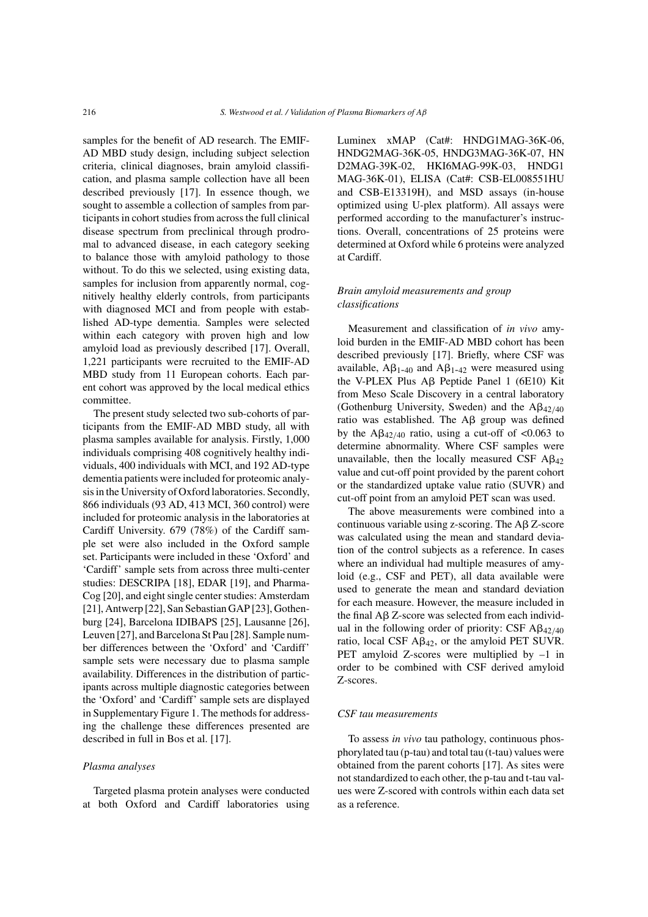samples for the benefit of AD research. The EMIF-AD MBD study design, including subject selection criteria, clinical diagnoses, brain amyloid classification, and plasma sample collection have all been described previously [17]. In essence though, we sought to assemble a collection of samples from participants in cohort studies from across the full clinical disease spectrum from preclinical through prodromal to advanced disease, in each category seeking to balance those with amyloid pathology to those without. To do this we selected, using existing data, samples for inclusion from apparently normal, cognitively healthy elderly controls, from participants with diagnosed MCI and from people with established AD-type dementia. Samples were selected within each category with proven high and low amyloid load as previously described [17]. Overall, 1,221 participants were recruited to the EMIF-AD MBD study from 11 European cohorts. Each parent cohort was approved by the local medical ethics committee.

The present study selected two sub-cohorts of participants from the EMIF-AD MBD study, all with plasma samples available for analysis. Firstly, 1,000 individuals comprising 408 cognitively healthy individuals, 400 individuals with MCI, and 192 AD-type dementia patients were included for proteomic analysis in the University of Oxford laboratories. Secondly, 866 individuals (93 AD, 413 MCI, 360 control) were included for proteomic analysis in the laboratories at Cardiff University. 679 (78%) of the Cardiff sample set were also included in the Oxford sample set. Participants were included in these 'Oxford' and 'Cardiff' sample sets from across three multi-center studies: DESCRIPA [18], EDAR [19], and PharmaCog [20], and eight single center studies: Amsterdam [21], Antwerp [22], San Sebastian GAP [23], Gothenburg [24], Barcelona IDIBAPS [25], Lausanne [26], Leuven [27], and Barcelona St Pau [28]. Sample number differences between the 'Oxford' and 'Cardiff' sample sets were necessary due to plasma sample availability. Differences in the distribution of participants across multiple diagnostic categories between the 'Oxford' and 'Cardiff' sample sets are displayed in Supplementary Figure 1. The methods for addressing the challenge these differences presented are described in full in Bos et al. [17].

### *Plasma analyses*

Targeted plasma protein analyses were conducted at both Oxford and Cardiff laboratories using Luminex xMAP (Cat#: HNDG1MAG-36K-06, HNDG2MAG-36K-05, HNDG3MAG-36K-07, HND2MAG-39K-02, HKI6MAG-99K-03, HNDG1MAG-36K-01), ELISA (Cat#: CSB-EL008551HU and CSB-E13319H), and MSD assays (in-house optimized using U-plex platform). All assays were performed according to the manufacturer's instructions. Overall, concentrations of 25 proteins were determined at Oxford while 6 proteins were analyzed at Cardiff.

### *Brain amyloid measurements and group classifications*

Measurement and classification of *in vivo* amyloid burden in the EMIF-AD MBD cohort has been described previously [17]. Briefly, where CSF was available, $A\beta_{1\text{-}40}$ and $A\beta_{1\text{-}42}$ were measured using the V-PLEX Plus Aβ Peptide Panel 1 (6E10) Kit from Meso Scale Discovery in a central laboratory (Gothenburg University, Sweden) and the $A\beta_{42/40}$ ratio was established. The Aβ group was defined by the $A\beta_{42/40}$ ratio, using a cut-off of <0.063 to determine abnormality. Where CSF samples were unavailable, then the locally measured CSF $A\beta_{42}$ value and cut-off point provided by the parent cohort or the standardized uptake value ratio (SUVR) and cut-off point from an amyloid PET scan was used.

The above measurements were combined into a continuous variable using z-scoring. The Aβ Z-score was calculated using the mean and standard deviation of the control subjects as a reference. In cases where an individual had multiple measures of amyloid (e.g., CSF and PET), all data available were used to generate the mean and standard deviation for each measure. However, the measure included in the final Aβ Z-score was selected from each individual in the following order of priority: CSF $A\beta_{42/40}$ ratio, local CSF $A\beta_{42}$, or the amyloid PET SUVR. PET amyloid Z-scores were multiplied by –1 in order to be combined with CSF derived amyloid Z-scores.

### *CSF tau measurements*

To assess *in vivo* tau pathology, continuous phosphorylated tau (p-tau) and total tau (t-tau) values were obtained from the parent cohorts [17]. As sites were not standardized to each other, the p-tau and t-tau values were Z-scored with controls within each data set as a reference.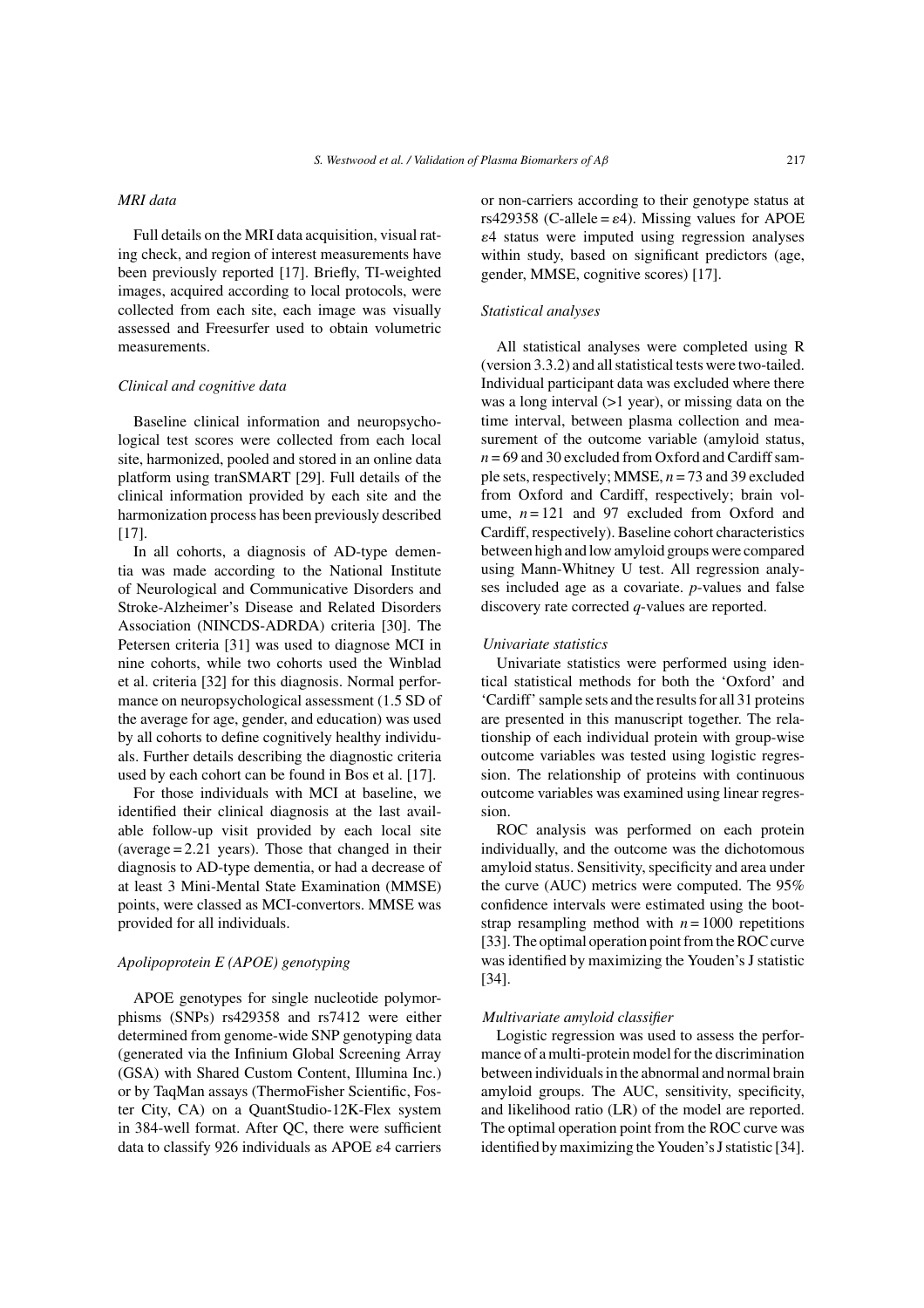### *MRI data*

Full details on the MRI data acquisition, visual rating check, and region of interest measurements have been previously reported [17]. Briefly, TI-weighted images, acquired according to local protocols, were collected from each site, each image was visually assessed and Freesurfer used to obtain volumetric measurements.

### *Clinical and cognitive data*

Baseline clinical information and neuropsychological test scores were collected from each local site, harmonized, pooled and stored in an online data platform using tranSMART [29]. Full details of the clinical information provided by each site and the harmonization process has been previously described [17].

In all cohorts, a diagnosis of AD-type dementia was made according to the National Institute of Neurological and Communicative Disorders and Stroke-Alzheimer's Disease and Related Disorders Association (NINCDS-ADRDA) criteria [30]. The Petersen criteria [31] was used to diagnose MCI in nine cohorts, while two cohorts used the Winblad et al. criteria [32] for this diagnosis. Normal performance on neuropsychological assessment (1.5 SD of the average for age, gender, and education) was used by all cohorts to define cognitively healthy individuals. Further details describing the diagnostic criteria used by each cohort can be found in Bos et al. [17].

For those individuals with MCI at baseline, we identified their clinical diagnosis at the last available follow-up visit provided by each local site (average = 2.21 years). Those that changed in their diagnosis to AD-type dementia, or had a decrease of at least 3 Mini-Mental State Examination (MMSE) points, were classed as MCI-convertors. MMSE was provided for all individuals.

### *Apolipoprotein E (APOE) genotyping*

APOE genotypes for single nucleotide polymorphisms (SNPs) rs429358 and rs7412 were either determined from genome-wide SNP genotyping data (generated via the Infinium Global Screening Array (GSA) with Shared Custom Content, Illumina Inc.) or by TaqMan assays (ThermoFisher Scientific, Foster City, CA) on a QuantStudio-12K-Flex system in 384-well format. After QC, there were sufficient data to classify 926 individuals as APOE $\varepsilon 4$ carriers or non-carriers according to their genotype status at rs429358 (C-allele = $\varepsilon 4$). Missing values for APOE $\varepsilon 4$ status were imputed using regression analyses within study, based on significant predictors (age, gender, MMSE, cognitive scores) [17].

### *Statistical analyses*

All statistical analyses were completed using R (version 3.3.2) and all statistical tests were two-tailed. Individual participant data was excluded where there was a long interval (>1 year), or missing data on the time interval, between plasma collection and measurement of the outcome variable (amyloid status, $n = 69$ and 30 excluded from Oxford and Cardiff sample sets, respectively; MMSE, $n = 73$ and 39 excluded from Oxford and Cardiff, respectively; brain volume, $n = 121$ and 97 excluded from Oxford and Cardiff, respectively). Baseline cohort characteristics between high and low amyloid groups were compared using Mann-Whitney U test. All regression analyses included age as a covariate. *p*-values and false discovery rate corrected *q*-values are reported.

#### *Univariate statistics*

Univariate statistics were performed using identical statistical methods for both the 'Oxford' and 'Cardiff' sample sets and the results for all 31 proteins are presented in this manuscript together. The relationship of each individual protein with group-wise outcome variables was tested using logistic regression. The relationship of proteins with continuous outcome variables was examined using linear regression.

ROC analysis was performed on each protein individually, and the outcome was the dichotomous amyloid status. Sensitivity, specificity and area under the curve (AUC) metrics were computed. The 95% confidence intervals were estimated using the bootstrap resampling method with $n = 1000$ repetitions [33]. The optimal operation point from the ROC curve was identified by maximizing the Youden's J statistic [34].

#### *Multivariate amyloid classifier*

Logistic regression was used to assess the performance of a multi-protein model for the discrimination between individuals in the abnormal and normal brain amyloid groups. The AUC, sensitivity, specificity, and likelihood ratio (LR) of the model are reported. The optimal operation point from the ROC curve was identified by maximizing the Youden's J statistic [34].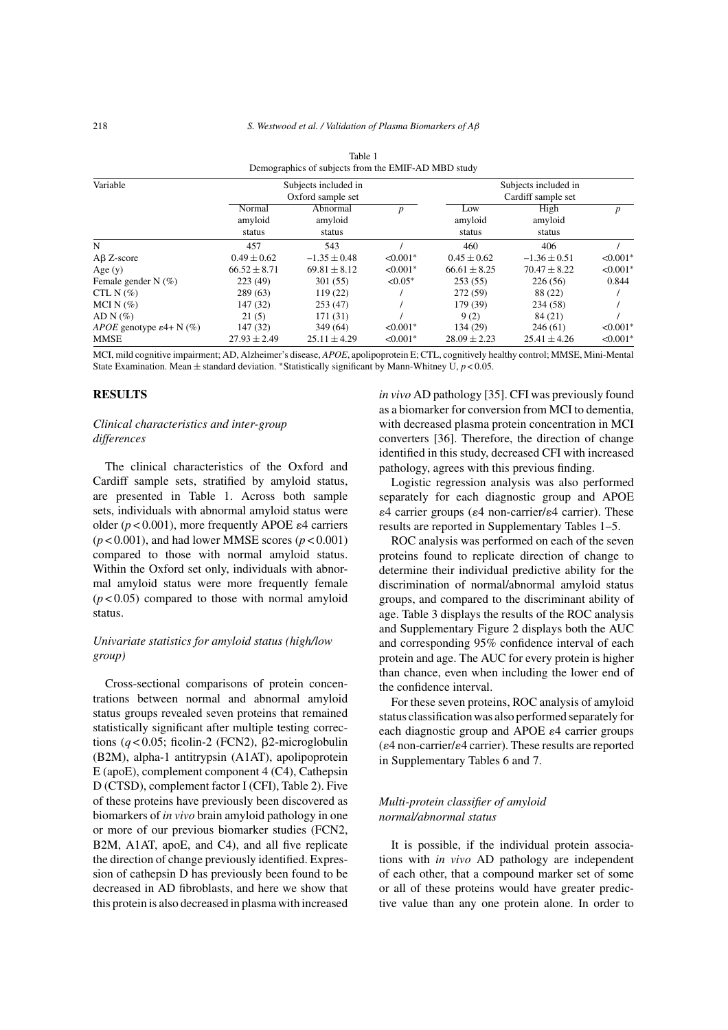Table 1
Demographics of subjects from the EMIF-AD MBD study

| Variable | Subjects included in Oxford sample set | | | Subjects included in Cardiff sample set | | |
|---|---|---|---|---|---|---|
| | Normal amyloid status | Abnormal amyloid status | *p* | Low amyloid status | High amyloid status | *p* |
| N | 457 | 543 | / | 460 | 406 | / |
| Aβ Z-score | $0.49 \pm 0.62$ | $-1.35 \pm 0.48$ | <0.001* | $0.45 \pm 0.62$ | $-1.36 \pm 0.51$ | <0.001* |
| Age (y) | $66.52 \pm 8.71$ | $69.81 \pm 8.12$ | <0.001* | $66.61 \pm 8.25$ | $70.47 \pm 8.22$ | <0.001* |
| Female gender N (%) | 223 (49) | 301 (55) | <0.05* | 253 (55) | 226 (56) | 0.844 |
| CTL N (%) | 289 (63) | 119 (22) | / | 272 (59) | 88 (22) | / |
| MCI N (%) | 147 (32) | 253 (47) | / | 179 (39) | 234 (58) | / |
| AD N (%) | 21 (5) | 171 (31) | / | 9 (2) | 84 (21) | / |
| *APOE* genotype ε4+ N (%) | 147 (32) | 349 (64) | <0.001* | 134 (29) | 246 (61) | <0.001* |
| MMSE | $27.93 \pm 2.49$ | $25.11 \pm 4.29$ | <0.001* | $28.09 \pm 2.23$ | $25.41 \pm 4.26$ | <0.001* |

MCI, mild cognitive impairment; AD, Alzheimer's disease, *APOE*, apolipoprotein E; CTL, cognitively healthy control; MMSE, Mini-Mental State Examination. Mean ± standard deviation. *Statistically significant by Mann-Whitney U, $p < 0.05$.

## RESULTS

### *Clinical characteristics and inter-group differences*

The clinical characteristics of the Oxford and Cardiff sample sets, stratified by amyloid status, are presented in Table 1. Across both sample sets, individuals with abnormal amyloid status were older ($p < 0.001$), more frequently APOE ε4 carriers ($p < 0.001$), and had lower MMSE scores ($p < 0.001$) compared to those with normal amyloid status. Within the Oxford set only, individuals with abnormal amyloid status were more frequently female ($p < 0.05$) compared to those with normal amyloid status.

### *Univariate statistics for amyloid status (high/low group)*

Cross-sectional comparisons of protein concentrations between normal and abnormal amyloid status groups revealed seven proteins that remained statistically significant after multiple testing corrections ($q < 0.05$; ficolin-2 (FCN2), β2-microglobulin (B2M), alpha-1 antitrypsin (A1AT), apolipoprotein E (apoE), complement component 4 (C4), Cathepsin D (CTSD), complement factor I (CFI), Table 2). Five of these proteins have previously been discovered as biomarkers of *in vivo* brain amyloid pathology in one or more of our previous biomarker studies (FCN2, B2M, A1AT, apoE, and C4), and all five replicate the direction of change previously identified. Expression of cathepsin D has previously been found to be decreased in AD fibroblasts, and here we show that this protein is also decreased in plasma with increased *in vivo* AD pathology [35]. CFI was previously found as a biomarker for conversion from MCI to dementia, with decreased plasma protein concentration in MCI converters [36]. Therefore, the direction of change identified in this study, decreased CFI with increased pathology, agrees with this previous finding.

Logistic regression analysis was also performed separately for each diagnostic group and APOE ε4 carrier groups (ε4 non-carrier/ε4 carrier). These results are reported in Supplementary Tables 1–5.

ROC analysis was performed on each of the seven proteins found to replicate direction of change to determine their individual predictive ability for the discrimination of normal/abnormal amyloid status groups, and compared to the discriminant ability of age. Table 3 displays the results of the ROC analysis and Supplementary Figure 2 displays both the AUC and corresponding 95% confidence interval of each protein and age. The AUC for every protein is higher than chance, even when including the lower end of the confidence interval.

For these seven proteins, ROC analysis of amyloid status classification was also performed separately for each diagnostic group and APOE ε4 carrier groups (ε4 non-carrier/ε4 carrier). These results are reported in Supplementary Tables 6 and 7.

### *Multi-protein classifier of amyloid normal/abnormal status*

It is possible, if the individual protein associations with *in vivo* AD pathology are independent of each other, that a compound marker set of some or all of these proteins would have greater predictive value than any one protein alone. In order to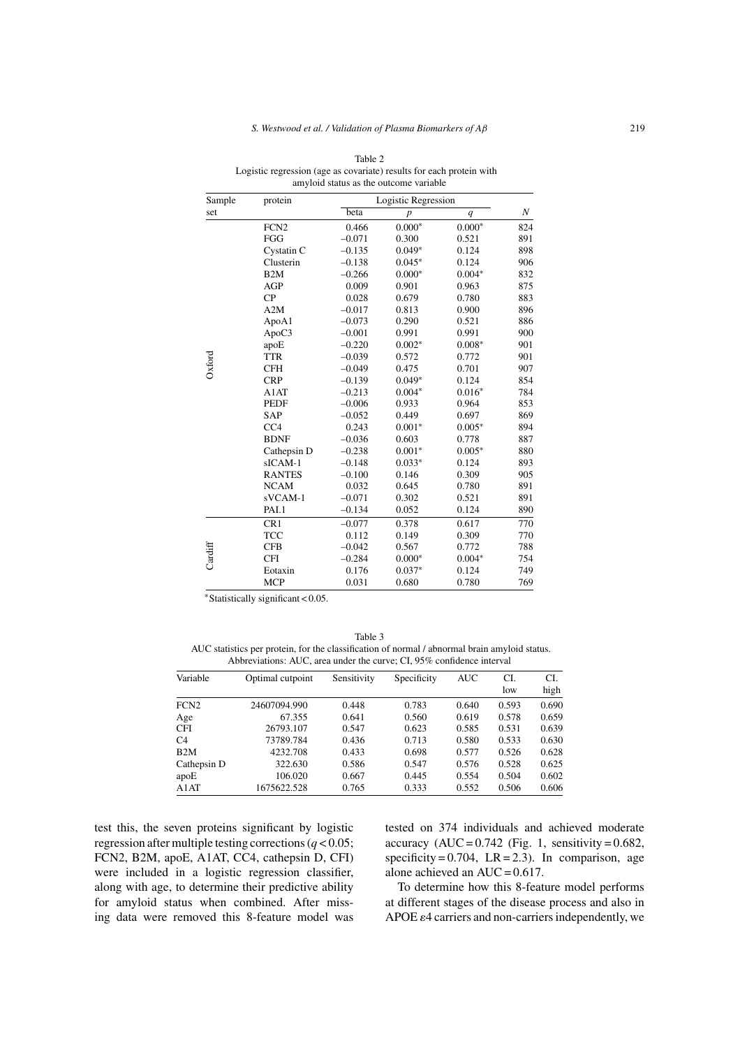Table 2
Logistic regression (age as covariate) results for each protein with amyloid status as the outcome variable

| Sample set | protein | Logistic Regression | | | |
|---|---|---|---|---|---|
| | | beta | $p$ | $q$ | $N$ |
| Oxford | FCN2 | 0.466 | 0.000* | 0.000* | 824 |
| | FGG | –0.071 | 0.300 | 0.521 | 891 |
| | Cystatin C | –0.135 | 0.049* | 0.124 | 898 |
| | Clusterin | –0.138 | 0.045* | 0.124 | 906 |
| | B2M | –0.266 | 0.000* | 0.004* | 832 |
| | AGP | 0.009 | 0.901 | 0.963 | 875 |
| | CP | 0.028 | 0.679 | 0.780 | 883 |
| | A2M | –0.017 | 0.813 | 0.900 | 896 |
| | ApoA1 | –0.073 | 0.290 | 0.521 | 886 |
| | ApoC3 | –0.001 | 0.991 | 0.991 | 900 |
| | apoE | –0.220 | 0.002* | 0.008* | 901 |
| | TTR | –0.039 | 0.572 | 0.772 | 901 |
| | CFH | –0.049 | 0.475 | 0.701 | 907 |
| | CRP | –0.139 | 0.049* | 0.124 | 854 |
| | A1AT | –0.213 | 0.004* | 0.016* | 784 |
| | PEDF | –0.006 | 0.933 | 0.964 | 853 |
| | SAP | –0.052 | 0.449 | 0.697 | 869 |
| | CC4 | 0.243 | 0.001* | 0.005* | 894 |
| | BDNF | –0.036 | 0.603 | 0.778 | 887 |
| | Cathepsin D | –0.238 | 0.001* | 0.005* | 880 |
| | sICAM-1 | –0.148 | 0.033* | 0.124 | 893 |
| | RANTES | –0.100 | 0.146 | 0.309 | 905 |
| | NCAM | 0.032 | 0.645 | 0.780 | 891 |
| | sVCAM-1 | –0.071 | 0.302 | 0.521 | 891 |
| | PAI.1 | –0.134 | 0.052 | 0.124 | 890 |
| Cardiff | CR1 | –0.077 | 0.378 | 0.617 | 770 |
| | TCC | 0.112 | 0.149 | 0.309 | 770 |
| | CFB | –0.042 | 0.567 | 0.772 | 788 |
| | CFI | –0.284 | 0.000* | 0.004* | 754 |
| | Eotaxin | 0.176 | 0.037* | 0.124 | 749 |
| | MCP | 0.031 | 0.680 | 0.780 | 769 |

*Statistically significant < 0.05.

Table 3
AUC statistics per protein, for the classification of normal / abnormal brain amyloid status. Abbreviations: AUC, area under the curve; CI, 95% confidence interval

| Variable | Optimal cutpoint | Sensitivity | Specificity | AUC | CI. low | CI. high |
|---|---|---|---|---|---|---|
| FCN2 | 24607094.990 | 0.448 | 0.783 | 0.640 | 0.593 | 0.690 |
| Age | 67.355 | 0.641 | 0.560 | 0.619 | 0.578 | 0.659 |
| CFI | 26793.107 | 0.547 | 0.623 | 0.585 | 0.531 | 0.639 |
| C4 | 73789.784 | 0.436 | 0.713 | 0.580 | 0.533 | 0.630 |
| B2M | 4232.708 | 0.433 | 0.698 | 0.577 | 0.526 | 0.628 |
| Cathepsin D | 322.630 | 0.586 | 0.547 | 0.576 | 0.528 | 0.625 |
| apoE | 106.020 | 0.667 | 0.445 | 0.554 | 0.504 | 0.602 |
| A1AT | 1675622.528 | 0.765 | 0.333 | 0.552 | 0.506 | 0.606 |

test this, the seven proteins significant by logistic regression after multiple testing corrections ($q < 0.05$; FCN2, B2M, apoE, A1AT, CC4, cathepsin D, CFI) were included in a logistic regression classifier, along with age, to determine their predictive ability for amyloid status when combined. After missing data were removed this 8-feature model was tested on 374 individuals and achieved moderate accuracy (AUC = 0.742 (Fig. 1, sensitivity = 0.682, specificity = 0.704, LR = 2.3). In comparison, age alone achieved an AUC = 0.617.

To determine how this 8-feature model performs at different stages of the disease process and also in APOE $\varepsilon$4 carriers and non-carriers independently, we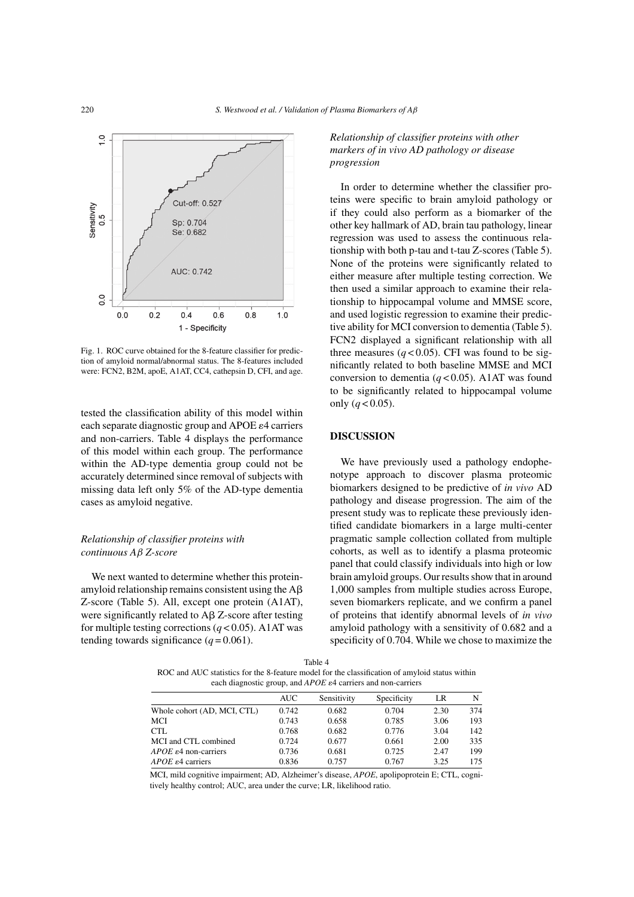Fig. 1. ROC curve obtained for the 8-feature classifier for prediction of amyloid normal/abnormal status. The 8-features included were: FCN2, B2M, apoE, A1AT, CC4, cathepsin D, CFI, and age.

tested the classification ability of this model within each separate diagnostic group and APOE ε4 carriers and non-carriers. Table 4 displays the performance of this model within each group. The performance within the AD-type dementia group could not be accurately determined since removal of subjects with missing data left only 5% of the AD-type dementia cases as amyloid negative.

### *Relationship of classifier proteins with continuous Aβ Z-score*

We next wanted to determine whether this protein-amyloid relationship remains consistent using the Aβ Z-score (Table 5). All, except one protein (A1AT), were significantly related to Aβ Z-score after testing for multiple testing corrections ($q < 0.05$). A1AT was tending towards significance ($q = 0.061$).

### *Relationship of classifier proteins with other markers of in vivo AD pathology or disease progression*

In order to determine whether the classifier proteins were specific to brain amyloid pathology or if they could also perform as a biomarker of the other key hallmark of AD, brain tau pathology, linear regression was used to assess the continuous relationship with both p-tau and t-tau Z-scores (Table 5). None of the proteins were significantly related to either measure after multiple testing correction. We then used a similar approach to examine their relationship to hippocampal volume and MMSE score, and used logistic regression to examine their predictive ability for MCI conversion to dementia (Table 5). FCN2 displayed a significant relationship with all three measures ($q < 0.05$). CFI was found to be significantly related to both baseline MMSE and MCI conversion to dementia ($q < 0.05$). A1AT was found to be significantly related to hippocampal volume only ($q < 0.05$).

## DISCUSSION

We have previously used a pathology endophenotype approach to discover plasma proteomic biomarkers designed to be predictive of *in vivo* AD pathology and disease progression. The aim of the present study was to replicate these previously identified candidate biomarkers in a large multi-center pragmatic sample collection collated from multiple cohorts, as well as to identify a plasma proteomic panel that could classify individuals into high or low brain amyloid groups. Our results show that in around 1,000 samples from multiple studies across Europe, seven biomarkers replicate, and we confirm a panel of proteins that identify abnormal levels of *in vivo* amyloid pathology with a sensitivity of 0.682 and a specificity of 0.704. While we chose to maximize the

Table 4
ROC and AUC statistics for the 8-feature model for the classification of amyloid status within each diagnostic group, and *APOE* ε4 carriers and non-carriers

| | AUC | Sensitivity | Specificity | LR | N |
|---|---|---|---|---|---|
| Whole cohort (AD, MCI, CTL) | 0.742 | 0.682 | 0.704 | 2.30 | 374 |
| MCI | 0.743 | 0.658 | 0.785 | 3.06 | 193 |
| CTL | 0.768 | 0.682 | 0.776 | 3.04 | 142 |
| MCI and CTL combined | 0.724 | 0.677 | 0.661 | 2.00 | 335 |
| *APOE* ε4 non-carriers | 0.736 | 0.681 | 0.725 | 2.47 | 199 |
| *APOE* ε4 carriers | 0.836 | 0.757 | 0.767 | 3.25 | 175 |

MCI, mild cognitive impairment; AD, Alzheimer's disease, *APOE*, apolipoprotein E; CTL, cognitively healthy control; AUC, area under the curve; LR, likelihood ratio.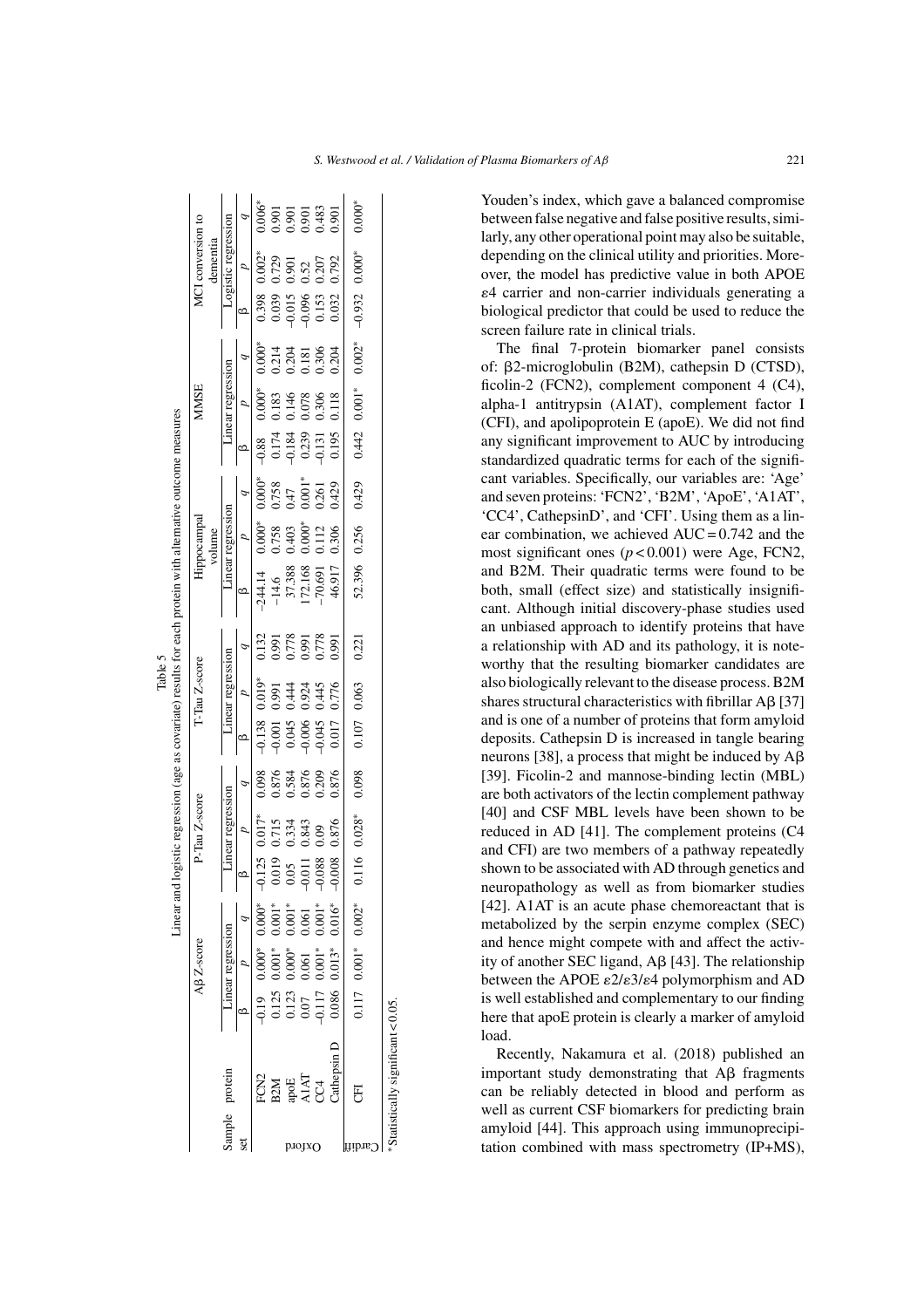Table 5

Linear and logistic regression (age as covariate) results for each protein with alternative outcome measures

| Sample set | protein | Aβ Z-score | | | P-Tau Z-score | | | T-Tau Z-score | | | Hippocampal volume | | | MMSE | | | MCI conversion to dementia | | |
|---|---|---|---|---|---|---|---|---|---|---|---|---|---|---|---|---|---|---|---|
| | | Linear regression | | | Linear regression | | | Linear regression | | | Linear regression | | | Linear regression | | | Logistic regression | | |
| | | β | p | q | β | p | q | β | p | q | β | p | q | β | p | q | β | p | q |
| Oxford | FCN2 | -0.19 | 0.000* | 0.000* | -0.125 | 0.017* | 0.098 | -0.138 | 0.019* | 0.132 | -244.14 | 0.000* | 0.000* | -0.88 | 0.000* | 0.000* | 0.398 | 0.002* | 0.006* |
| | B2M | 0.125 | 0.001* | 0.001* | 0.019 | 0.715 | 0.876 | -0.001 | 0.991 | 0.991 | -14.6 | 0.758 | 0.758 | 0.174 | 0.183 | 0.214 | 0.039 | 0.729 | 0.901 |
| | apoE | 0.123 | 0.000* | 0.001* | 0.05 | 0.334 | 0.584 | 0.045 | 0.444 | 0.778 | 37.388 | 0.403 | 0.47 | -0.184 | 0.146 | 0.204 | -0.015 | 0.901 | 0.901 |
| | A1AT | 0.07 | 0.061 | 0.061 | -0.011 | 0.843 | 0.876 | -0.006 | 0.924 | 0.991 | 172.168 | 0.000* | 0.001* | 0.239 | 0.078 | 0.181 | -0.096 | 0.52 | 0.901 |
| | CC4 | -0.117 | 0.001* | 0.001* | -0.088 | 0.09 | 0.209 | -0.045 | 0.445 | 0.778 | -70.691 | 0.112 | 0.261 | -0.131 | 0.306 | 0.306 | 0.153 | 0.207 | 0.483 |
| | Cathepsin D | 0.086 | 0.013* | 0.016* | -0.008 | 0.876 | 0.876 | 0.017 | 0.776 | 0.991 | 46.917 | 0.306 | 0.429 | 0.195 | 0.118 | 0.204 | 0.032 | 0.792 | 0.901 |
| Cardiff | CFI | 0.117 | 0.001* | 0.002* | 0.116 | 0.028* | 0.098 | 0.107 | 0.063 | 0.221 | 52.396 | 0.256 | 0.429 | 0.442 | 0.001* | 0.002* | -0.932 | 0.000* | 0.000* |

*Statistically significant < 0.05.

Youden's index, which gave a balanced compromise between false negative and false positive results, similarly, any other operational point may also be suitable, depending on the clinical utility and priorities. Moreover, the model has predictive value in both APOE ε4 carrier and non-carrier individuals generating a biological predictor that could be used to reduce the screen failure rate in clinical trials.

The final 7-protein biomarker panel consists of: β2-microglobulin (B2M), cathepsin D (CTSD), ficolin-2 (FCN2), complement component 4 (C4), alpha-1 antitrypsin (A1AT), complement factor I (CFI), and apolipoprotein E (apoE). We did not find any significant improvement to AUC by introducing standardized quadratic terms for each of the significant variables. Specifically, our variables are: 'Age' and seven proteins: 'FCN2', 'B2M', 'ApoE', 'A1AT', 'CC4', CathepsinD', and 'CFI'. Using them as a linear combination, we achieved AUC = 0.742 and the most significant ones ($p < 0.001$) were Age, FCN2, and B2M. Their quadratic terms were found to be both, small (effect size) and statistically insignificant. Although initial discovery-phase studies used an unbiased approach to identify proteins that have a relationship with AD and its pathology, it is noteworthy that the resulting biomarker candidates are also biologically relevant to the disease process. B2M shares structural characteristics with fibrillar Aβ [37] and is one of a number of proteins that form amyloid deposits. Cathepsin D is increased in tangle bearing neurons [38], a process that might be induced by Aβ [39]. Ficolin-2 and mannose-binding lectin (MBL) are both activators of the lectin complement pathway [40] and CSF MBL levels have been shown to be reduced in AD [41]. The complement proteins (C4 and CFI) are two members of a pathway repeatedly shown to be associated with AD through genetics and neuropathology as well as from biomarker studies [42]. A1AT is an acute phase chemoreactant that is metabolized by the serpin enzyme complex (SEC) and hence might compete with and affect the activity of another SEC ligand, Aβ [43]. The relationship between the APOE ε2/ε3/ε4 polymorphism and AD is well established and complementary to our finding here that apoE protein is clearly a marker of amyloid load.

Recently, Nakamura et al. (2018) published an important study demonstrating that Aβ fragments can be reliably detected in blood and perform as well as current CSF biomarkers for predicting brain amyloid [44]. This approach using immunoprecipitation combined with mass spectrometry (IP+MS),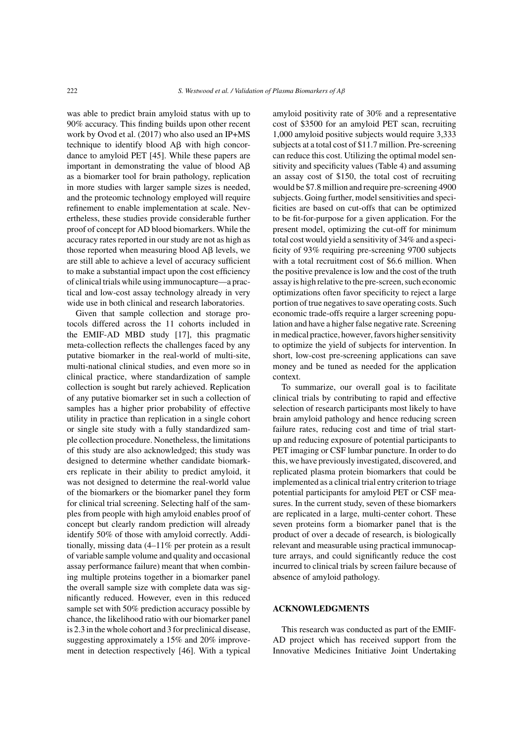was able to predict brain amyloid status with up to 90% accuracy. This finding builds upon other recent work by Ovod et al. (2017) who also used an IP+MS technique to identify blood Aβ with high concordance to amyloid PET [45]. While these papers are important in demonstrating the value of blood Aβ as a biomarker tool for brain pathology, replication in more studies with larger sample sizes is needed, and the proteomic technology employed will require refinement to enable implementation at scale. Nevertheless, these studies provide considerable further proof of concept for AD blood biomarkers. While the accuracy rates reported in our study are not as high as those reported when measuring blood Aβ levels, we are still able to achieve a level of accuracy sufficient to make a substantial impact upon the cost efficiency of clinical trials while using immunocapture—a practical and low-cost assay technology already in very wide use in both clinical and research laboratories.

Given that sample collection and storage protocols differed across the 11 cohorts included in the EMIF-AD MBD study [17], this pragmatic meta-collection reflects the challenges faced by any putative biomarker in the real-world of multi-site, multi-national clinical studies, and even more so in clinical practice, where standardization of sample collection is sought but rarely achieved. Replication of any putative biomarker set in such a collection of samples has a higher prior probability of effective utility in practice than replication in a single cohort or single site study with a fully standardized sample collection procedure. Nonetheless, the limitations of this study are also acknowledged; this study was designed to determine whether candidate biomarkers replicate in their ability to predict amyloid, it was not designed to determine the real-world value of the biomarkers or the biomarker panel they form for clinical trial screening. Selecting half of the samples from people with high amyloid enables proof of concept but clearly random prediction will already identify 50% of those with amyloid correctly. Additionally, missing data (4–11% per protein as a result of variable sample volume and quality and occasional assay performance failure) meant that when combining multiple proteins together in a biomarker panel the overall sample size with complete data was significantly reduced. However, even in this reduced sample set with 50% prediction accuracy possible by chance, the likelihood ratio with our biomarker panel is 2.3 in the whole cohort and 3 for preclinical disease, suggesting approximately a 15% and 20% improvement in detection respectively [46]. With a typical amyloid positivity rate of 30% and a representative cost of $3500 for an amyloid PET scan, recruiting 1,000 amyloid positive subjects would require 3,333 subjects at a total cost of $11.7 million. Pre-screening can reduce this cost. Utilizing the optimal model sensitivity and specificity values (Table 4) and assuming an assay cost of $150, the total cost of recruiting would be $7.8 million and require pre-screening 4900 subjects. Going further, model sensitivities and specificities are based on cut-offs that can be optimized to be fit-for-purpose for a given application. For the present model, optimizing the cut-off for minimum total cost would yield a sensitivity of 34% and a specificity of 93% requiring pre-screening 9700 subjects with a total recruitment cost of $6.6 million. When the positive prevalence is low and the cost of the truth assay is high relative to the pre-screen, such economic optimizations often favor specificity to reject a large portion of true negatives to save operating costs. Such economic trade-offs require a larger screening population and have a higher false negative rate. Screening in medical practice, however, favors higher sensitivity to optimize the yield of subjects for intervention. In short, low-cost pre-screening applications can save money and be tuned as needed for the application context.

To summarize, our overall goal is to facilitate clinical trials by contributing to rapid and effective selection of research participants most likely to have brain amyloid pathology and hence reducing screen failure rates, reducing cost and time of trial start-up and reducing exposure of potential participants to PET imaging or CSF lumbar puncture. In order to do this, we have previously investigated, discovered, and replicated plasma protein biomarkers that could be implemented as a clinical trial entry criterion to triage potential participants for amyloid PET or CSF measures. In the current study, seven of these biomarkers are replicated in a large, multi-center cohort. These seven proteins form a biomarker panel that is the product of over a decade of research, is biologically relevant and measurable using practical immunocapture arrays, and could significantly reduce the cost incurred to clinical trials by screen failure because of absence of amyloid pathology.

## ACKNOWLEDGMENTS

This research was conducted as part of the EMIF-AD project which has received support from the Innovative Medicines Initiative Joint Undertaking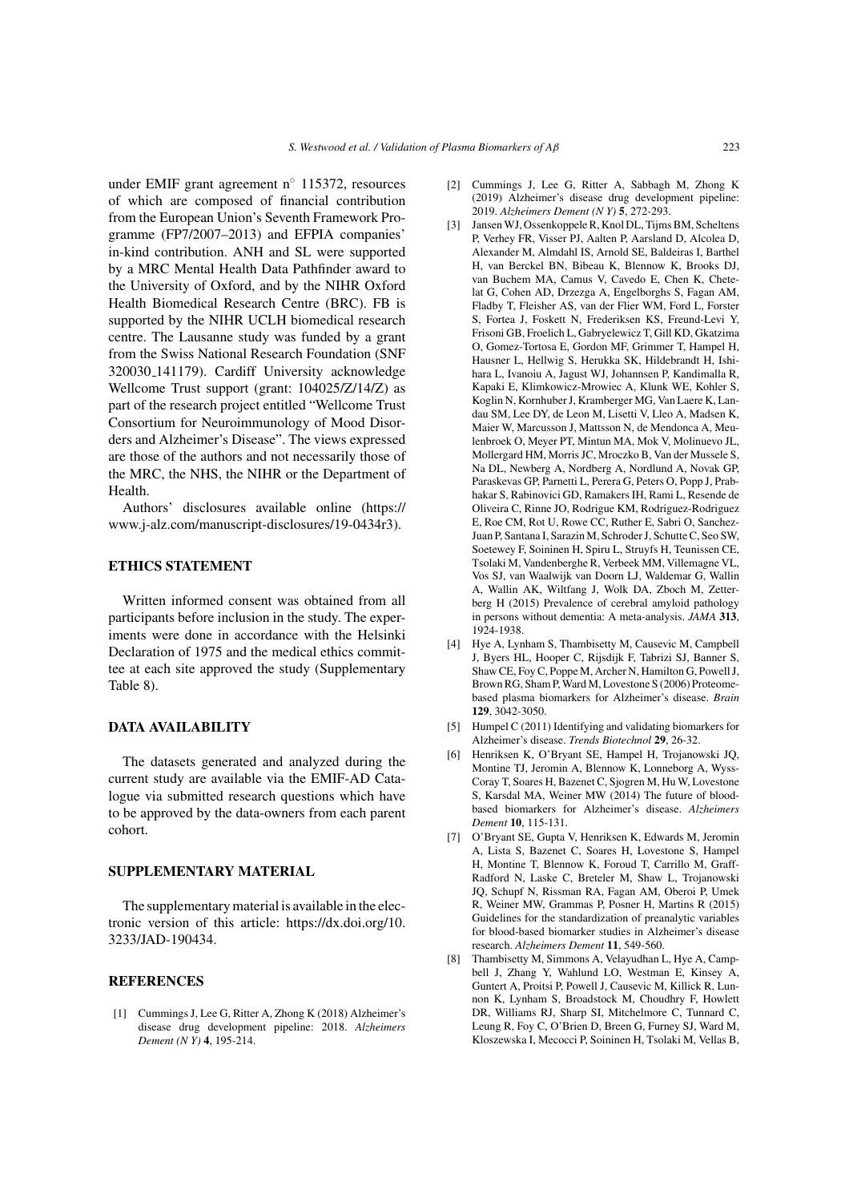under EMIF grant agreement n° 115372, resources of which are composed of financial contribution from the European Union's Seventh Framework Programme (FP7/2007–2013) and EFPIA companies' in-kind contribution. ANH and SL were supported by a MRC Mental Health Data Pathfinder award to the University of Oxford, and by the NIHR Oxford Health Biomedical Research Centre (BRC). FB is supported by the NIHR UCLH biomedical research centre. The Lausanne study was funded by a grant from the Swiss National Research Foundation (SNF 320030_141179). Cardiff University acknowledge Wellcome Trust support (grant: 104025/Z/14/Z) as part of the research project entitled "Wellcome Trust Consortium for Neuroimmunology of Mood Disorders and Alzheimer's Disease". The views expressed are those of the authors and not necessarily those of the MRC, the NHS, the NIHR or the Department of Health.

Authors' disclosures available online (https://www.j-alz.com/manuscript-disclosures/19-0434r3).

## ETHICS STATEMENT

Written informed consent was obtained from all participants before inclusion in the study. The experiments were done in accordance with the Helsinki Declaration of 1975 and the medical ethics committee at each site approved the study (Supplementary Table 8).

## DATA AVAILABILITY

The datasets generated and analyzed during the current study are available via the EMIF-AD Catalogue via submitted research questions which have to be approved by the data-owners from each parent cohort.

## SUPPLEMENTARY MATERIAL

The supplementary material is available in the electronic version of this article: https://dx.doi.org/10.3233/JAD-190434.

## REFERENCES

[1] Cummings J, Lee G, Ritter A, Zhong K (2018) Alzheimer's disease drug development pipeline: 2018. *Alzheimers Dement (N Y)* **4**, 195-214.

[2] Cummings J, Lee G, Ritter A, Sabbagh M, Zhong K (2019) Alzheimer's disease drug development pipeline: 2019. *Alzheimers Dement (N Y)* **5**, 272-293.

[3] Jansen WJ, Ossenkoppele R, Knol DL, Tijms BM, Scheltens P, Verhey FR, Visser PJ, Aalten P, Aarsland D, Alcolea D, Alexander M, Almdahl IS, Arnold SE, Baldeiras I, Barthel H, van Berckel BN, Bibeau K, Blennow K, Brooks DJ, van Buchem MA, Camus V, Cavedo E, Chen K, Chetelat G, Cohen AD, Drzezga A, Engelborghs S, Fagan AM, Fladby T, Fleisher AS, van der Flier WM, Ford L, Forster S, Fortea J, Foskett N, Frederiksen KS, Freund-Levi Y, Frisoni GB, Froelich L, Gabryelewicz T, Gill KD, Gkatzima O, Gomez-Tortosa E, Gordon MF, Grimmer T, Hampel H, Hausner L, Hellwig S, Herukka SK, Hildebrandt H, Ishihara L, Ivanoiu A, Jagust WJ, Johannsen P, Kandimalla R, Kapaki E, Klimkowicz-Mrowiec A, Klunk WE, Kohler S, Koglin N, Kornhuber J, Kramberger MG, Van Laere K, Landau SM, Lee DY, de Leon M, Lisetti V, Lleo A, Madsen K, Maier W, Marcusson J, Mattsson N, de Mendonca A, Meulenbroek O, Meyer PT, Mintun MA, Mok V, Molinuevo JL, Mollergard HM, Morris JC, Mroczko B, Van der Mussele S, Na DL, Newberg A, Nordberg A, Nordlund A, Novak GP, Paraskevas GP, Parnetti L, Perera G, Peters O, Popp J, Prabhakar S, Rabinovici GD, Ramakers IH, Rami L, Resende de Oliveira C, Rinne JO, Rodrigue KM, Rodriguez-Rodriguez E, Roe CM, Rot U, Rowe CC, Ruther E, Sabri O, Sanchez-Juan P, Santana I, Sarazin M, Schroder J, Schutte C, Seo SW, Soetewey F, Soininen H, Spiru L, Struyfs H, Teunissen CE, Tsolaki M, Vandenberghe R, Verbeek MM, Villemagne VL, Vos SJ, van Waalwijk van Doorn LJ, Waldemar G, Wallin A, Wallin AK, Wiltfang J, Wolk DA, Zboch M, Zetterberg H (2015) Prevalence of cerebral amyloid pathology in persons without dementia: A meta-analysis. *JAMA* **313**, 1924-1938.

[4] Hye A, Lynham S, Thambisetty M, Causevic M, Campbell J, Byers HL, Hooper C, Rijsdijk F, Tabrizi SJ, Banner S, Shaw CE, Foy C, Poppe M, Archer N, Hamilton G, Powell J, Brown RG, Sham P, Ward M, Lovestone S (2006) Proteome-based plasma biomarkers for Alzheimer's disease. *Brain* **129**, 3042-3050.

[5] Humpel C (2011) Identifying and validating biomarkers for Alzheimer's disease. *Trends Biotechnol* **29**, 26-32.

[6] Henriksen K, O'Bryant SE, Hampel H, Trojanowski JQ, Montine TJ, Jeromin A, Blennow K, Lonneborg A, Wyss-Coray T, Soares H, Bazenet C, Sjogren M, Hu W, Lovestone S, Karsdal MA, Weiner MW (2014) The future of blood-based biomarkers for Alzheimer's disease. *Alzheimers Dement* **10**, 115-131.

[7] O'Bryant SE, Gupta V, Henriksen K, Edwards M, Jeromin A, Lista S, Bazenet C, Soares H, Lovestone S, Hampel H, Montine T, Blennow K, Foroud T, Carrillo M, Graff-Radford N, Laske C, Breteler M, Shaw L, Trojanowski JQ, Schupf N, Rissman RA, Fagan AM, Oberoi P, Umek R, Weiner MW, Grammas P, Posner H, Martins R (2015) Guidelines for the standardization of preanalytic variables for blood-based biomarker studies in Alzheimer's disease research. *Alzheimers Dement* **11**, 549-560.

[8] Thambisetty M, Simmons A, Velayudhan L, Hye A, Campbell J, Zhang Y, Wahlund LO, Westman E, Kinsey A, Guntert A, Proitsi P, Powell J, Causevic M, Killick R, Lunnon K, Lynham S, Broadstock M, Choudhry F, Howlett DR, Williams RJ, Sharp SI, Mitchelmore C, Tunnard C, Leung R, Foy C, O'Brien D, Breen G, Furney SJ, Ward M, Kloszewska I, Mecocci P, Soininen H, Tsolaki M, Vellas B,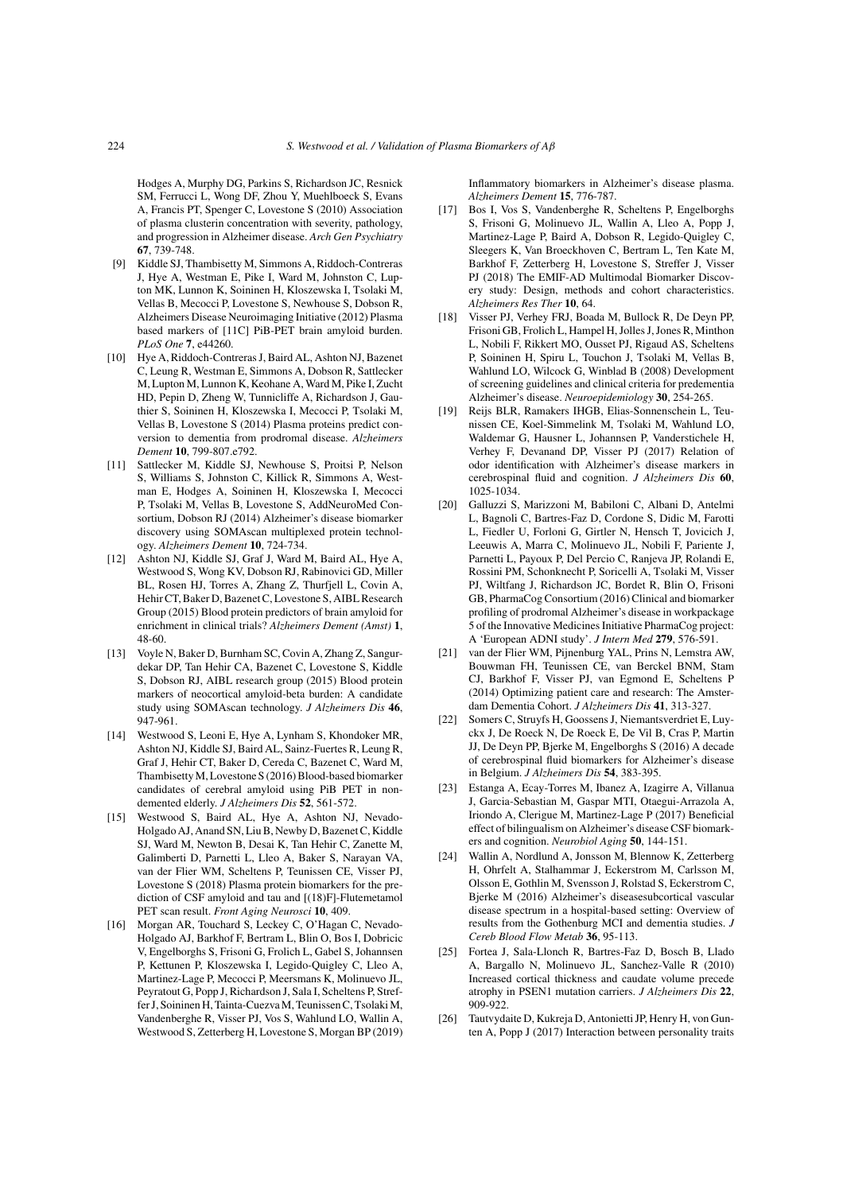Hodges A, Murphy DG, Parkins S, Richardson JC, Resnick SM, Ferrucci L, Wong DF, Zhou Y, Muehlboeck S, Evans A, Francis PT, Spenger C, Lovestone S (2010) Association of plasma clusterin concentration with severity, pathology, and progression in Alzheimer disease. *Arch Gen Psychiatry* **67**, 739-748.

[9] Kiddle SJ, Thambisetty M, Simmons A, Riddoch-Contreras J, Hye A, Westman E, Pike I, Ward M, Johnston C, Lupton MK, Lunnon K, Soininen H, Kloszewska I, Tsolaki M, Vellas B, Mecocci P, Lovestone S, Newhouse S, Dobson R, Alzheimers Disease Neuroimaging Initiative (2012) Plasma based markers of [11C] PiB-PET brain amyloid burden. *PLoS One* **7**, e44260.

[10] Hye A, Riddoch-Contreras J, Baird AL, Ashton NJ, Bazenet C, Leung R, Westman E, Simmons A, Dobson R, Sattlecker M, Lupton M, Lunnon K, Keohane A, Ward M, Pike I, Zucht HD, Pepin D, Zheng W, Tunnicliffe A, Richardson J, Gauthier S, Soininen H, Kloszewska I, Mecocci P, Tsolaki M, Vellas B, Lovestone S (2014) Plasma proteins predict conversion to dementia from prodromal disease. *Alzheimers Dement* **10**, 799-807.e792.

[11] Sattlecker M, Kiddle SJ, Newhouse S, Proitsi P, Nelson S, Williams S, Johnston C, Killick R, Simmons A, Westman E, Hodges A, Soininen H, Kloszewska I, Mecocci P, Tsolaki M, Vellas B, Lovestone S, AddNeuroMed Consortium, Dobson RJ (2014) Alzheimer's disease biomarker discovery using SOMAscan multiplexed protein technology. *Alzheimers Dement* **10**, 724-734.

[12] Ashton NJ, Kiddle SJ, Graf J, Ward M, Baird AL, Hye A, Westwood S, Wong KV, Dobson RJ, Rabinovici GD, Miller BL, Rosen HJ, Torres A, Zhang Z, Thurfjell L, Covin A, Hehir CT, Baker D, Bazenet C, Lovestone S, AIBL Research Group (2015) Blood protein predictors of brain amyloid for enrichment in clinical trials? *Alzheimers Dement (Amst)* **1**, 48-60.

[13] Voyle N, Baker D, Burnham SC, Covin A, Zhang Z, Sangurdekar DP, Tan Hehir CA, Bazenet C, Lovestone S, Kiddle S, Dobson RJ, AIBL research group (2015) Blood protein markers of neocortical amyloid-beta burden: A candidate study using SOMAscan technology. *J Alzheimers Dis* **46**, 947-961.

[14] Westwood S, Leoni E, Hye A, Lynham S, Khondoker MR, Ashton NJ, Kiddle SJ, Baird AL, Sainz-Fuertes R, Leung R, Graf J, Hehir CT, Baker D, Cereda C, Bazenet C, Ward M, Thambisetty M, Lovestone S (2016) Blood-based biomarker candidates of cerebral amyloid using PiB PET in non-demented elderly. *J Alzheimers Dis* **52**, 561-572.

[15] Westwood S, Baird AL, Hye A, Ashton NJ, Nevado-Holgado AJ, Anand SN, Liu B, Newby D, Bazenet C, Kiddle SJ, Ward M, Newton B, Desai K, Tan Hehir C, Zanette M, Galimberti D, Parnetti L, Lleo A, Baker S, Narayan VA, van der Flier WM, Scheltens P, Teunissen CE, Visser PJ, Lovestone S (2018) Plasma protein biomarkers for the prediction of CSF amyloid and tau and [(18)F]-Flutemetamol PET scan result. *Front Aging Neurosci* **10**, 409.

[16] Morgan AR, Touchard S, Leckey C, O'Hagan C, Nevado-Holgado AJ, Barkhof F, Bertram L, Blin O, Bos I, Dobricic V, Engelborghs S, Frisoni G, Frolich L, Gabel S, Johannsen P, Kettunen P, Kloszewska I, Legido-Quigley C, Lleo A, Martinez-Lage P, Mecocci P, Meersmans K, Molinuevo JL, Peyratout G, Popp J, Richardson J, Sala I, Scheltens P, Streffer J, Soininen H, Tainta-Cuezva M, Teunissen C, Tsolaki M, Vandenberghe R, Visser PJ, Vos S, Wahlund LO, Wallin A, Westwood S, Zetterberg H, Lovestone S, Morgan BP (2019) Inflammatory biomarkers in Alzheimer's disease plasma. *Alzheimers Dement* **15**, 776-787.

[17] Bos I, Vos S, Vandenberghe R, Scheltens P, Engelborghs S, Frisoni G, Molinuevo JL, Wallin A, Lleo A, Popp J, Martinez-Lage P, Baird A, Dobson R, Legido-Quigley C, Sleegers K, Van Broeckhoven C, Bertram L, Ten Kate M, Barkhof F, Zetterberg H, Lovestone S, Streffer J, Visser PJ (2018) The EMIF-AD Multimodal Biomarker Discovery study: Design, methods and cohort characteristics. *Alzheimers Res Ther* **10**, 64.

[18] Visser PJ, Verhey FRJ, Boada M, Bullock R, De Deyn PP, Frisoni GB, Frolich L, Hampel H, Jolles J, Jones R, Minthon L, Nobili F, Rikkert MO, Ousset PJ, Rigaud AS, Scheltens P, Soininen H, Spiru L, Touchon J, Tsolaki M, Vellas B, Wahlund LO, Wilcock G, Winblad B (2008) Development of screening guidelines and clinical criteria for predementia Alzheimer's disease. *Neuroepidemiology* **30**, 254-265.

[19] Reijs BLR, Ramakers IHGB, Elias-Sonnenschein L, Teunissen CE, Koel-Simmelink M, Tsolaki M, Wahlund LO, Waldemar G, Hausner L, Johannsen P, Vanderstichele H, Verhey F, Devanand DP, Visser PJ (2017) Relation of odor identification with Alzheimer's disease markers in cerebrospinal fluid and cognition. *J Alzheimers Dis* **60**, 1025-1034.

[20] Galluzzi S, Marizzoni M, Babiloni C, Albani D, Antelmi L, Bagnoli C, Bartres-Faz D, Cordone S, Didic M, Farotti L, Fiedler U, Forloni G, Girtler N, Hensch T, Jovicich J, Leeuwis A, Marra C, Molinuevo JL, Nobili F, Pariente J, Parnetti L, Payoux P, Del Percio C, Ranjeva JP, Rolandi E, Rossini PM, Schonknecht P, Soricelli A, Tsolaki M, Visser PJ, Wiltfang J, Richardson JC, Bordet R, Blin O, Frisoni GB, PharmaCog Consortium (2016) Clinical and biomarker profiling of prodromal Alzheimer's disease in workpackage 5 of the Innovative Medicines Initiative PharmaCog project: A 'European ADNI study'. *J Intern Med* **279**, 576-591.

[21] van der Flier WM, Pijnenburg YAL, Prins N, Lemstra AW, Bouwman FH, Teunissen CE, van Berckel BNM, Stam CJ, Barkhof F, Visser PJ, van Egmond E, Scheltens P (2014) Optimizing patient care and research: The Amsterdam Dementia Cohort. *J Alzheimers Dis* **41**, 313-327.

[22] Somers C, Struyfs H, Goossens J, Niemantsverdriet E, Luyckx J, De Roeck N, De Roeck E, De Vil B, Cras P, Martin JJ, De Deyn PP, Bjerke M, Engelborghs S (2016) A decade of cerebrospinal fluid biomarkers for Alzheimer's disease in Belgium. *J Alzheimers Dis* **54**, 383-395.

[23] Estanga A, Ecay-Torres M, Ibanez A, Izagirre A, Villanua J, Garcia-Sebastian M, Gaspar MTI, Otaegui-Arrazola A, Iriondo A, Clerigue M, Martinez-Lage P (2017) Beneficial effect of bilingualism on Alzheimer's disease CSF biomarkers and cognition. *Neurobiol Aging* **50**, 144-151.

[24] Wallin A, Nordlund A, Jonsson M, Blennow K, Zetterberg H, Ohrfelt A, Stalhammar J, Eckerstrom M, Carlsson M, Olsson E, Gothlin M, Svensson J, Rolstad S, Eckerstrom C, Bjerke M (2016) Alzheimer's diseasesubcortical vascular disease spectrum in a hospital-based setting: Overview of results from the Gothenburg MCI and dementia studies. *J Cereb Blood Flow Metab* **36**, 95-113.

[25] Fortea J, Sala-Llonch R, Bartres-Faz D, Bosch B, Llado A, Bargallo N, Molinuevo JL, Sanchez-Valle R (2010) Increased cortical thickness and caudate volume precede atrophy in PSEN1 mutation carriers. *J Alzheimers Dis* **22**, 909-922.

[26] Tautvydaite D, Kukreja D, Antonietti JP, Henry H, von Gunten A, Popp J (2017) Interaction between personality traits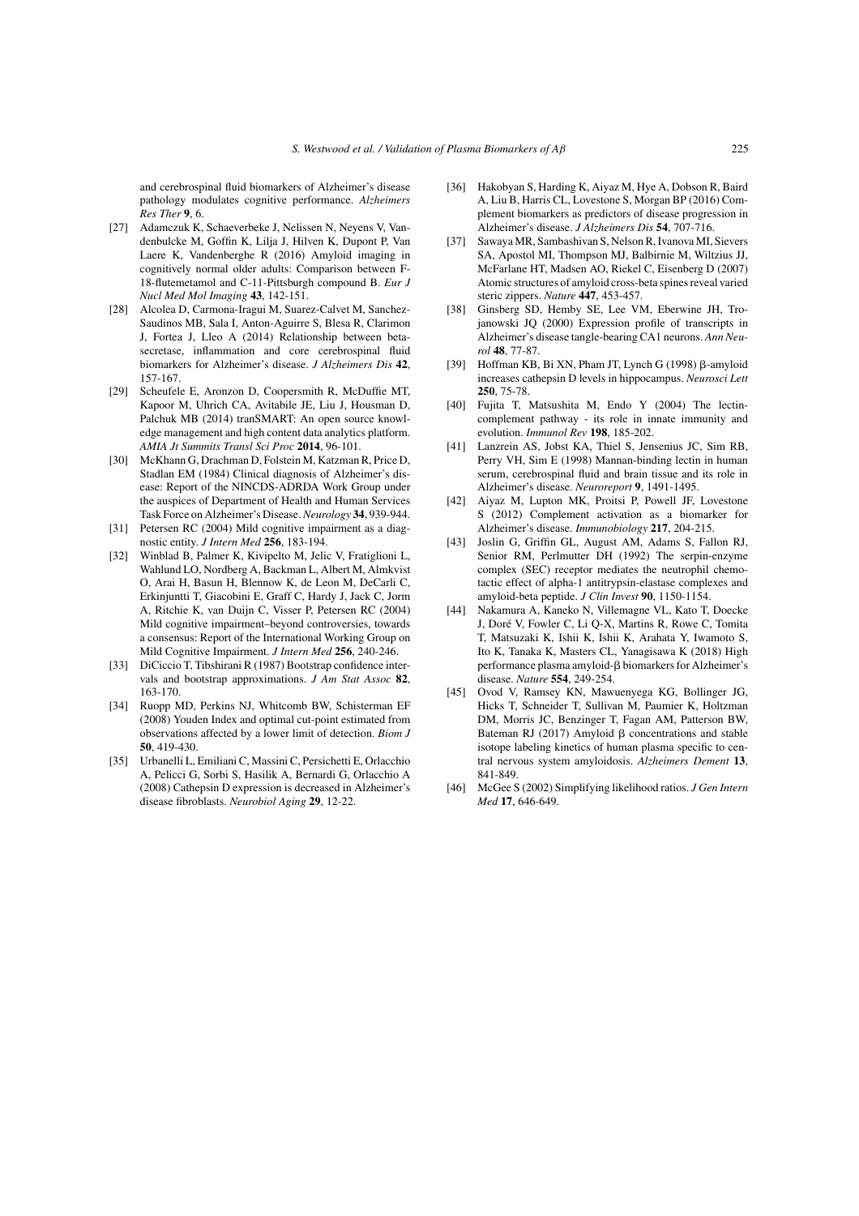and cerebrospinal fluid biomarkers of Alzheimer's disease pathology modulates cognitive performance. *Alzheimers Res Ther* **9**, 6.

[27] Adamczuk K, Schaeverbeke J, Nelissen N, Neyens V, Vandenbulcke M, Goffin K, Lilja J, Hilven K, Dupont P, Van Laere K, Vandenberghe R (2016) Amyloid imaging in cognitively normal older adults: Comparison between F-18-flutemetamol and C-11-Pittsburgh compound B. *Eur J Nucl Med Mol Imaging* **43**, 142-151.

[28] Alcolea D, Carmona-Iragui M, Suarez-Calvet M, Sanchez-Saudinos MB, Sala I, Anton-Aguirre S, Blesa R, Clarimon J, Fortea J, Lleo A (2014) Relationship between beta-secretase, inflammation and core cerebrospinal fluid biomarkers for Alzheimer's disease. *J Alzheimers Dis* **42**, 157-167.

[29] Scheufele E, Aronzon D, Coopersmith R, McDuffie MT, Kapoor M, Uhrich CA, Avitabile JE, Liu J, Housman D, Palchuk MB (2014) tranSMART: An open source knowledge management and high content data analytics platform. *AMIA Jt Summits Transl Sci Proc* **2014**, 96-101.

[30] McKhann G, Drachman D, Folstein M, Katzman R, Price D, Stadlan EM (1984) Clinical diagnosis of Alzheimer's disease: Report of the NINCDS-ADRDA Work Group under the auspices of Department of Health and Human Services Task Force on Alzheimer's Disease. *Neurology* **34**, 939-944.

[31] Petersen RC (2004) Mild cognitive impairment as a diagnostic entity. *J Intern Med* **256**, 183-194.

[32] Winblad B, Palmer K, Kivipelto M, Jelic V, Fratiglioni L, Wahlund LO, Nordberg A, Backman L, Albert M, Almkvist O, Arai H, Basun H, Blennow K, de Leon M, DeCarli C, Erkinjuntti T, Giacobini E, Graff C, Hardy J, Jack C, Jorm A, Ritchie K, van Duijn C, Visser P, Petersen RC (2004) Mild cognitive impairment–beyond controversies, towards a consensus: Report of the International Working Group on Mild Cognitive Impairment. *J Intern Med* **256**, 240-246.

[33] DiCiccio T, Tibshirani R (1987) Bootstrap confidence intervals and bootstrap approximations. *J Am Stat Assoc* **82**, 163-170.

[34] Ruopp MD, Perkins NJ, Whitcomb BW, Schisterman EF (2008) Youden Index and optimal cut-point estimated from observations affected by a lower limit of detection. *Biom J* **50**, 419-430.

[35] Urbanelli L, Emiliani C, Massini C, Persichetti E, Orlacchio A, Pelicci G, Sorbi S, Hasilik A, Bernardi G, Orlacchio A (2008) Cathepsin D expression is decreased in Alzheimer's disease fibroblasts. *Neurobiol Aging* **29**, 12-22.

[36] Hakobyan S, Harding K, Aiyaz M, Hye A, Dobson R, Baird A, Liu B, Harris CL, Lovestone S, Morgan BP (2016) Complement biomarkers as predictors of disease progression in Alzheimer's disease. *J Alzheimers Dis* **54**, 707-716.

[37] Sawaya MR, Sambashivan S, Nelson R, Ivanova MI, Sievers SA, Apostol MI, Thompson MJ, Balbirnie M, Wiltzius JJ, McFarlane HT, Madsen AO, Riekel C, Eisenberg D (2007) Atomic structures of amyloid cross-beta spines reveal varied steric zippers. *Nature* **447**, 453-457.

[38] Ginsberg SD, Hemby SE, Lee VM, Eberwine JH, Trojanowski JQ (2000) Expression profile of transcripts in Alzheimer's disease tangle-bearing CA1 neurons. *Ann Neurol* **48**, 77-87.

[39] Hoffman KB, Bi XN, Pham JT, Lynch G (1998) β-amyloid increases cathepsin D levels in hippocampus. *Neurosci Lett* **250**, 75-78.

[40] Fujita T, Matsushita M, Endo Y (2004) The lectin-complement pathway - its role in innate immunity and evolution. *Immunol Rev* **198**, 185-202.

[41] Lanzrein AS, Jobst KA, Thiel S, Jensenius JC, Sim RB, Perry VH, Sim E (1998) Mannan-binding lectin in human serum, cerebrospinal fluid and brain tissue and its role in Alzheimer's disease. *Neuroreport* **9**, 1491-1495.

[42] Aiyaz M, Lupton MK, Proitsi P, Powell JF, Lovestone S (2012) Complement activation as a biomarker for Alzheimer's disease. *Immunobiology* **217**, 204-215.

[43] Joslin G, Griffin GL, August AM, Adams S, Fallon RJ, Senior RM, Perlmutter DH (1992) The serpin-enzyme complex (SEC) receptor mediates the neutrophil chemotactic effect of alpha-1 antitrypsin-elastase complexes and amyloid-beta peptide. *J Clin Invest* **90**, 1150-1154.

[44] Nakamura A, Kaneko N, Villemagne VL, Kato T, Doecke J, Doré V, Fowler C, Li Q-X, Martins R, Rowe C, Tomita T, Matsuzaki K, Ishii K, Ishii K, Arahata Y, Iwamoto S, Ito K, Tanaka K, Masters CL, Yanagisawa K (2018) High performance plasma amyloid-β biomarkers for Alzheimer's disease. *Nature* **554**, 249-254.

[45] Ovod V, Ramsey KN, Mawuenyega KG, Bollinger JG, Hicks T, Schneider T, Sullivan M, Paumier K, Holtzman DM, Morris JC, Benzinger T, Fagan AM, Patterson BW, Bateman RJ (2017) Amyloid β concentrations and stable isotope labeling kinetics of human plasma specific to central nervous system amyloidosis. *Alzheimers Dement* **13**, 841-849.

[46] McGee S (2002) Simplifying likelihood ratios. *J Gen Intern Med* **17**, 646-649.